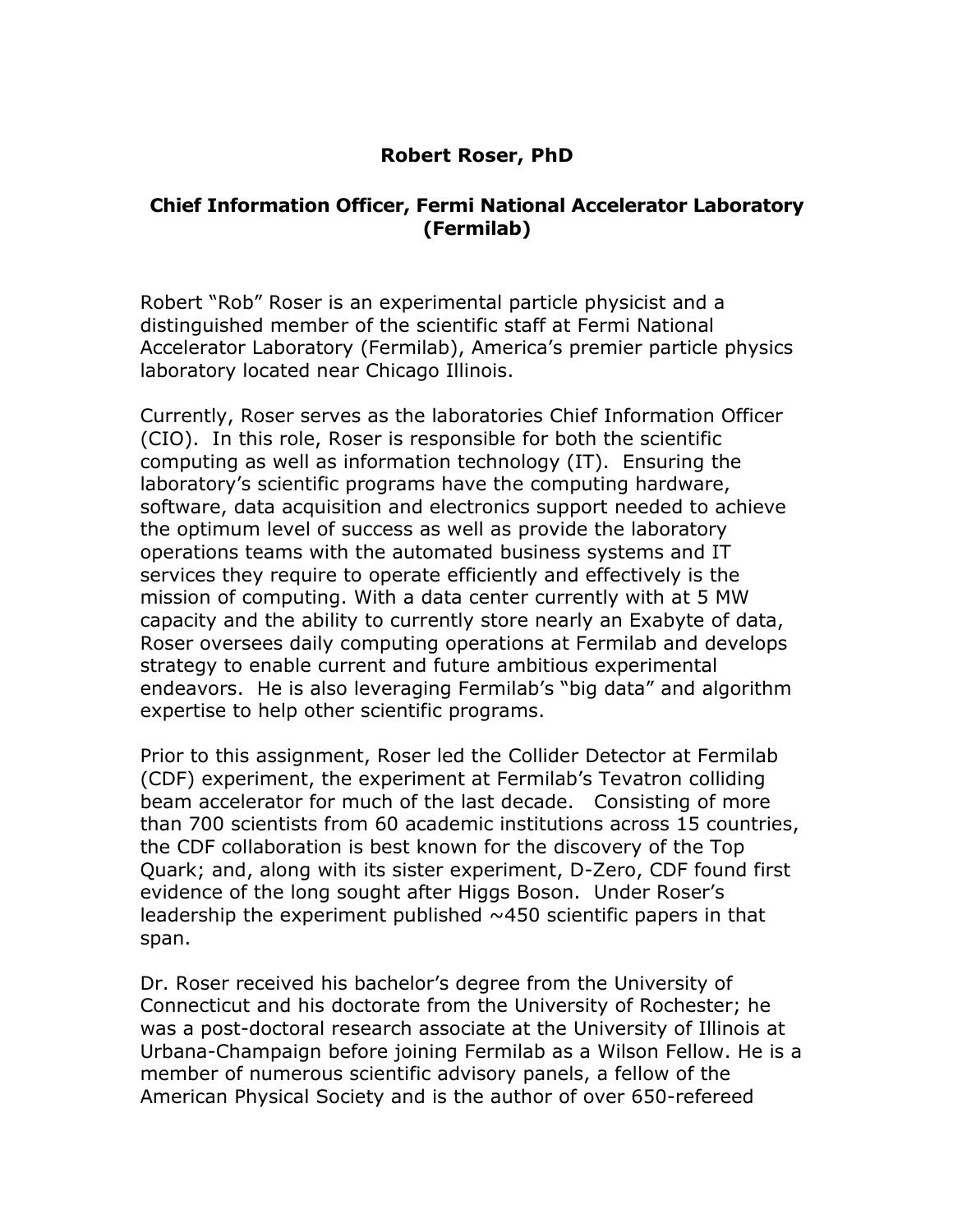**Robert Roser, PhD**

**Chief Information Officer, Fermi National Accelerator Laboratory (Fermilab)**

Robert "Rob" Roser is an experimental particle physicist and a distinguished member of the scientific staff at Fermi National Accelerator Laboratory (Fermilab), America's premier particle physics laboratory located near Chicago Illinois.

Currently, Roser serves as the laboratories Chief Information Officer (CIO). In this role, Roser is responsible for both the scientific computing as well as information technology (IT). Ensuring the laboratory's scientific programs have the computing hardware, software, data acquisition and electronics support needed to achieve the optimum level of success as well as provide the laboratory operations teams with the automated business systems and IT services they require to operate efficiently and effectively is the mission of computing. With a data center currently with at 5 MW capacity and the ability to currently store nearly an Exabyte of data, Roser oversees daily computing operations at Fermilab and develops strategy to enable current and future ambitious experimental endeavors. He is also leveraging Fermilab's "big data" and algorithm expertise to help other scientific programs.

Prior to this assignment, Roser led the Collider Detector at Fermilab (CDF) experiment, the experiment at Fermilab's Tevatron colliding beam accelerator for much of the last decade. Consisting of more than 700 scientists from 60 academic institutions across 15 countries, the CDF collaboration is best known for the discovery of the Top Quark; and, along with its sister experiment, D-Zero, CDF found first evidence of the long sought after Higgs Boson. Under Roser's leadership the experiment published ~450 scientific papers in that span.

Dr. Roser received his bachelor's degree from the University of Connecticut and his doctorate from the University of Rochester; he was a post-doctoral research associate at the University of Illinois at Urbana-Champaign before joining Fermilab as a Wilson Fellow. He is a member of numerous scientific advisory panels, a fellow of the American Physical Society and is the author of over 650-refereed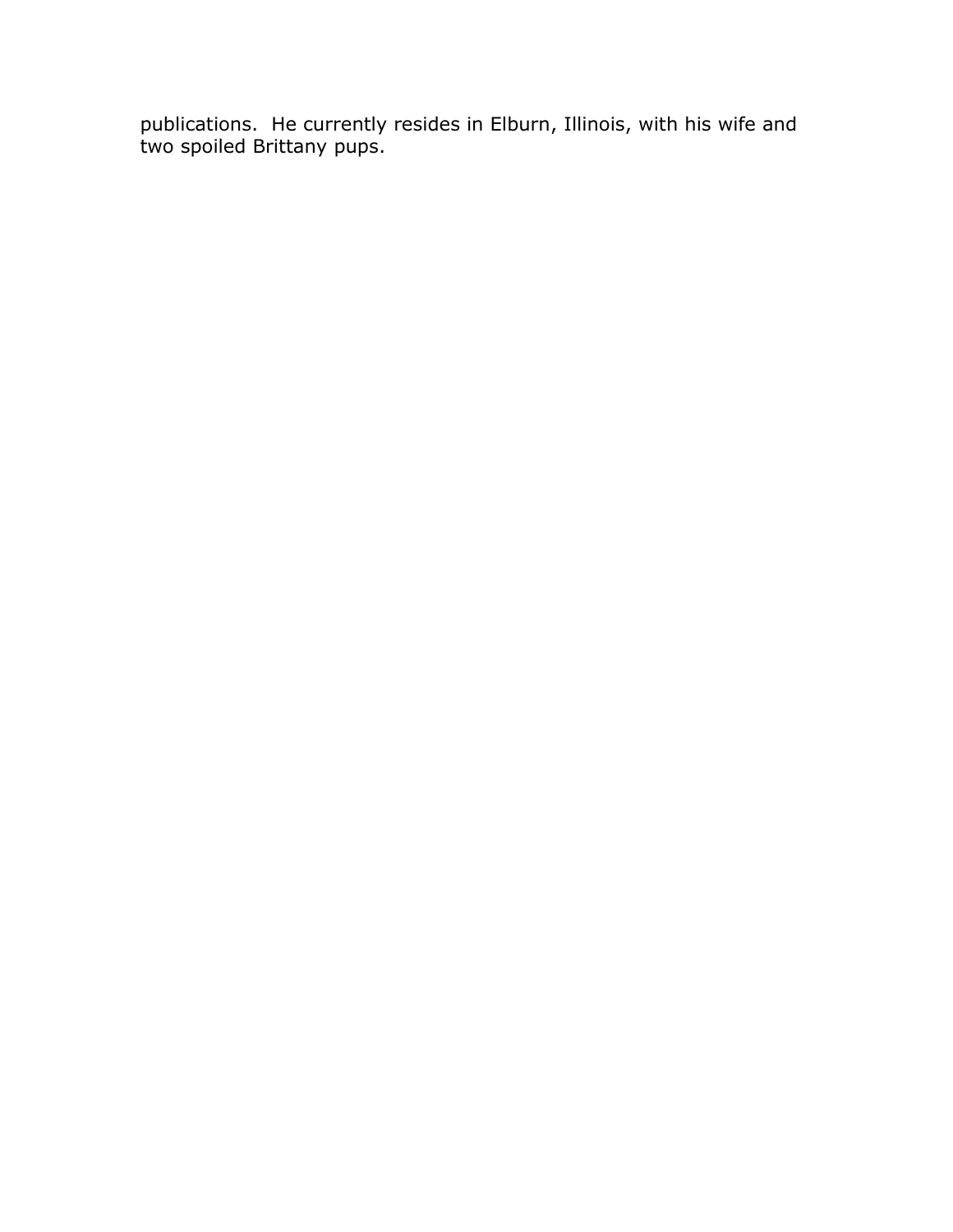publications. He currently resides in Elburn, Illinois, with his wife and two spoiled Brittany pups.